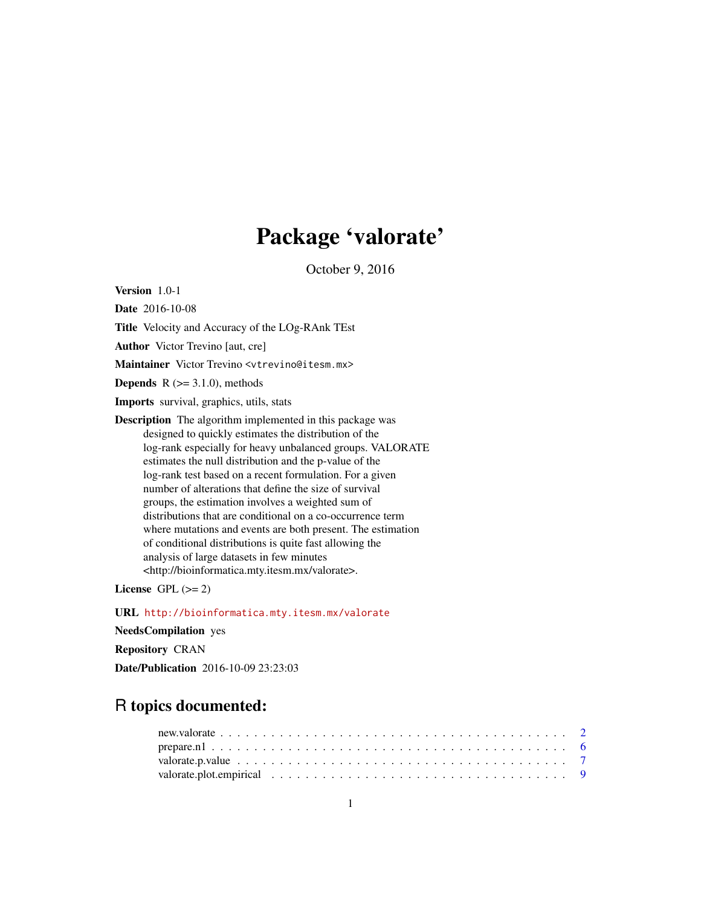# Package 'valorate'

October 9, 2016

**Version** 1.0-1

**Date** 2016-10-08

**Title** Velocity and Accuracy of the LOg-RAnk TEst

**Author** Victor Trevino [aut, cre]

**Maintainer** Victor Trevino <vtrevino@itesm.mx>

**Depends** R (>= 3.1.0), methods

**Imports** survival, graphics, utils, stats

**Description** The algorithm implemented in this package was designed to quickly estimates the distribution of the log-rank especially for heavy unbalanced groups. VALORATE estimates the null distribution and the p-value of the log-rank test based on a recent formulation. For a given number of alterations that define the size of survival groups, the estimation involves a weighted sum of distributions that are conditional on a co-occurrence term where mutations and events are both present. The estimation of conditional distributions is quite fast allowing the analysis of large datasets in few minutes <http://bioinformatica.mty.itesm.mx/valorate>.

**License** GPL (>= 2)

**URL** http://bioinformatica.mty.itesm.mx/valorate

**NeedsCompilation** yes

**Repository** CRAN

**Date/Publication** 2016-10-09 23:23:03

## R topics documented:

new.valorate . . . . . . . . . . . . . . . . . . . . . . . . . . . . . . . . . . . . . . . . 2
prepare.n1 . . . . . . . . . . . . . . . . . . . . . . . . . . . . . . . . . . . . . . . . . 6
valorate.p.value . . . . . . . . . . . . . . . . . . . . . . . . . . . . . . . . . . . . . . 7
valorate.plot.empirical . . . . . . . . . . . . . . . . . . . . . . . . . . . . . . . . . . . 9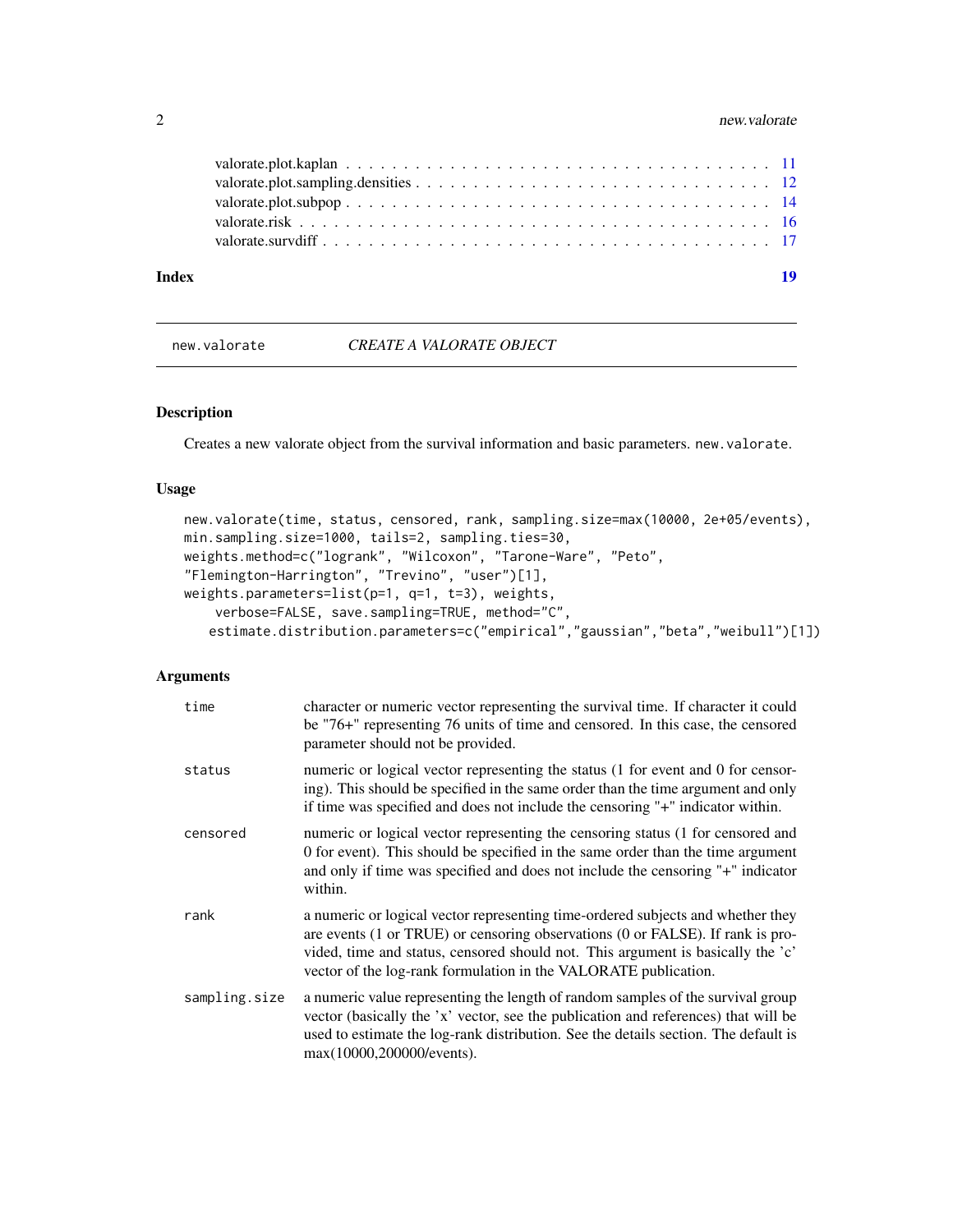valorate.plot.kaplan . . . . . . . . . . . . . . . . . . . . . . . . . . . . . . . . . . . 11
valorate.plot.sampling.densities . . . . . . . . . . . . . . . . . . . . . . . . . . . . . 12
valorate.plot.subpop . . . . . . . . . . . . . . . . . . . . . . . . . . . . . . . . . . . 14
valorate.risk . . . . . . . . . . . . . . . . . . . . . . . . . . . . . . . . . . . . . . . 16
valorate.survdiff . . . . . . . . . . . . . . . . . . . . . . . . . . . . . . . . . . . . 17

**Index** 19

---

## new.valorate — *CREATE A VALORATE OBJECT*

### Description

Creates a new valorate object from the survival information and basic parameters. `new.valorate`.

### Usage

```
new.valorate(time, status, censored, rank, sampling.size=max(10000, 2e+05/events),
min.sampling.size=1000, tails=2, sampling.ties=30,
weights.method=c("logrank", "Wilcoxon", "Tarone-Ware", "Peto",
"Flemington-Harrington", "Trevino", "user")[1],
weights.parameters=list(p=1, q=1, t=3), weights,
    verbose=FALSE, save.sampling=TRUE, method="C",
   estimate.distribution.parameters=c("empirical","gaussian","beta","weibull")[1])
```

### Arguments

| | |
|---|---|
| `time` | character or numeric vector representing the survival time. If character it could be "76+" representing 76 units of time and censored. In this case, the censored parameter should not be provided. |
| `status` | numeric or logical vector representing the status (1 for event and 0 for censoring). This should be specified in the same order than the time argument and only if time was specified and does not include the censoring "+" indicator within. |
| `censored` | numeric or logical vector representing the censoring status (1 for censored and 0 for event). This should be specified in the same order than the time argument and only if time was specified and does not include the censoring "+" indicator within. |
| `rank` | a numeric or logical vector representing time-ordered subjects and whether they are events (1 or TRUE) or censoring observations (0 or FALSE). If rank is provided, time and status, censored should not. This argument is basically the 'c' vector of the log-rank formulation in the VALORATE publication. |
| `sampling.size` | a numeric value representing the length of random samples of the survival group vector (basically the 'x' vector, see the publication and references) that will be used to estimate the log-rank distribution. See the details section. The default is max(10000,200000/events). |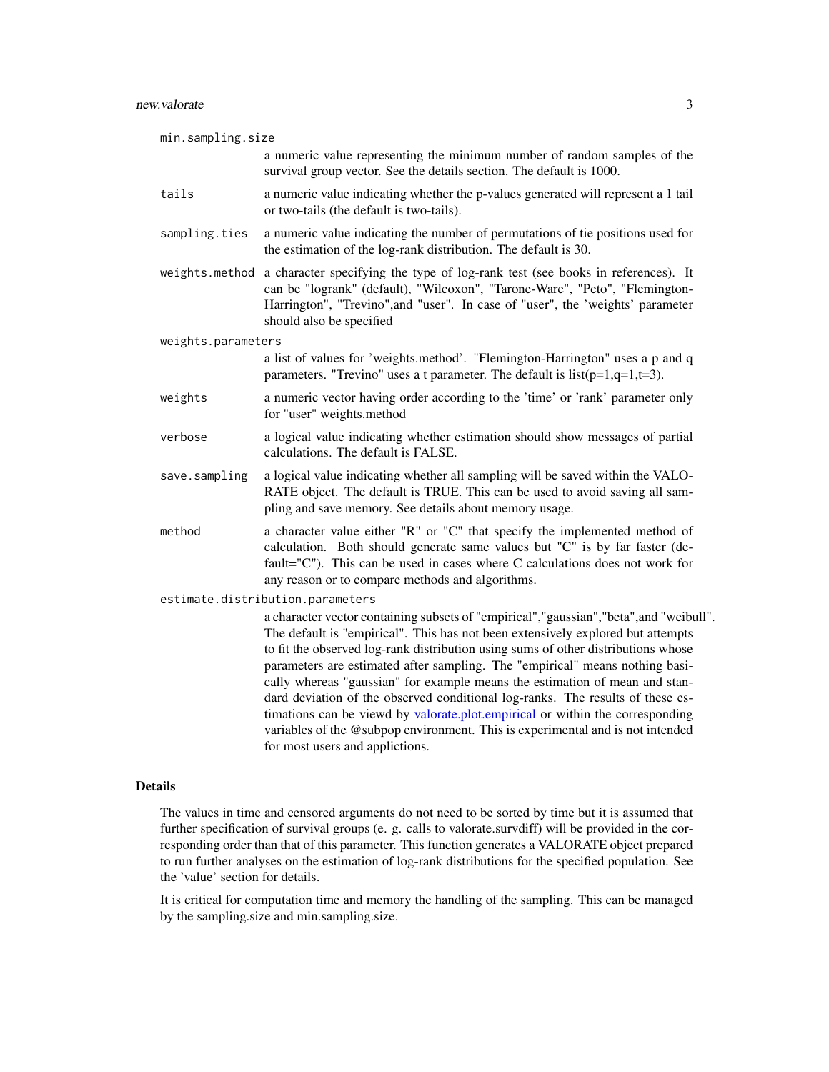`min.sampling.size`
: a numeric value representing the minimum number of random samples of the survival group vector. See the details section. The default is 1000.

`tails`
: a numeric value indicating whether the p-values generated will represent a 1 tail or two-tails (the default is two-tails).

`sampling.ties`
: a numeric value indicating the number of permutations of tie positions used for the estimation of the log-rank distribution. The default is 30.

`weights.method`
: a character specifying the type of log-rank test (see books in references). It can be "logrank" (default), "Wilcoxon", "Tarone-Ware", "Peto", "Flemington-Harrington", "Trevino", and "user". In case of "user", the 'weights' parameter should also be specified

`weights.parameters`
: a list of values for 'weights.method'. "Flemington-Harrington" uses a p and q parameters. "Trevino" uses a t parameter. The default is list(p=1,q=1,t=3).

`weights`
: a numeric vector having order according to the 'time' or 'rank' parameter only for "user" weights.method

`verbose`
: a logical value indicating whether estimation should show messages of partial calculations. The default is FALSE.

`save.sampling`
: a logical value indicating whether all sampling will be saved within the VALORATE object. The default is TRUE. This can be used to avoid saving all sampling and save memory. See details about memory usage.

`method`
: a character value either "R" or "C" that specify the implemented method of calculation. Both should generate same values but "C" is by far faster (default="C"). This can be used in cases where C calculations does not work for any reason or to compare methods and algorithms.

`estimate.distribution.parameters`
: a character vector containing subsets of "empirical","gaussian","beta",and "weibull". The default is "empirical". This has not been extensively explored but attempts to fit the observed log-rank distribution using sums of other distributions whose parameters are estimated after sampling. The "empirical" means nothing basically whereas "gaussian" for example means the estimation of mean and standard deviation of the observed conditional log-ranks. The results of these estimations can be viewd by valorate.plot.empirical or within the corresponding variables of the @subpop environment. This is experimental and is not intended for most users and applictions.

## Details

The values in time and censored arguments do not need to be sorted by time but it is assumed that further specification of survival groups (e. g. calls to valorate.survdiff) will be provided in the corresponding order than that of this parameter. This function generates a VALORATE object prepared to run further analyses on the estimation of log-rank distributions for the specified population. See the 'value' section for details.

It is critical for computation time and memory the handling of the sampling. This can be managed by the sampling.size and min.sampling.size.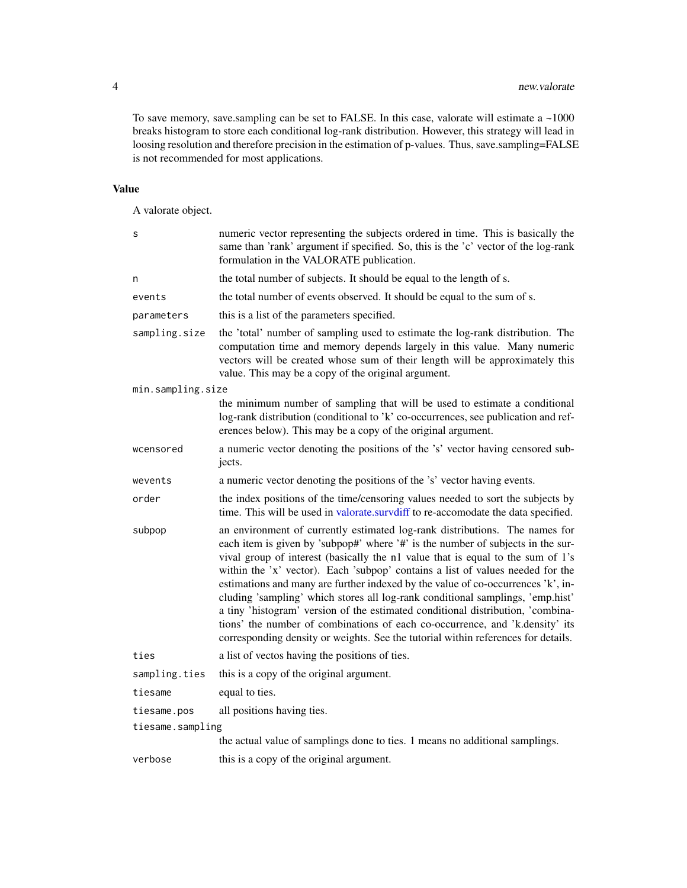To save memory, save.sampling can be set to FALSE. In this case, valorate will estimate a ~1000 breaks histogram to store each conditional log-rank distribution. However, this strategy will lead in loosing resolution and therefore precision in the estimation of p-values. Thus, save.sampling=FALSE is not recommended for most applications.

## Value

A valorate object.

| | |
|---|---|
| `s` | numeric vector representing the subjects ordered in time. This is basically the same than 'rank' argument if specified. So, this is the 'c' vector of the log-rank formulation in the VALORATE publication. |
| `n` | the total number of subjects. It should be equal to the length of s. |
| `events` | the total number of events observed. It should be equal to the sum of s. |
| `parameters` | this is a list of the parameters specified. |
| `sampling.size` | the 'total' number of sampling used to estimate the log-rank distribution. The computation time and memory depends largely in this value. Many numeric vectors will be created whose sum of their length will be approximately this value. This may be a copy of the original argument. |
| `min.sampling.size` | the minimum number of sampling that will be used to estimate a conditional log-rank distribution (conditional to 'k' co-occurrences, see publication and references below). This may be a copy of the original argument. |
| `wcensored` | a numeric vector denoting the positions of the 's' vector having censored subjects. |
| `wevents` | a numeric vector denoting the positions of the 's' vector having events. |
| `order` | the index positions of the time/censoring values needed to sort the subjects by time. This will be used in valorate.survdiff to re-accomodate the data specified. |
| `subpop` | an environment of currently estimated log-rank distributions. The names for each item is given by 'subpop#' where '#' is the number of subjects in the survival group of interest (basically the `n1` value that is equal to the sum of 1's within the 'x' vector). Each 'subpop' contains a list of values needed for the estimations and many are further indexed by the value of co-occurrences 'k', including 'sampling' which stores all log-rank conditional samplings, 'emp.hist' a tiny 'histogram' version of the estimated conditional distribution, 'combinations' the number of combinations of each co-occurrence, and 'k.density' its corresponding density or weights. See the tutorial within references for details. |
| `ties` | a list of vectos having the positions of ties. |
| `sampling.ties` | this is a copy of the original argument. |
| `tiesame` | equal to ties. |
| `tiesame.pos` | all positions having ties. |
| `tiesame.sampling` | the actual value of samplings done to ties. 1 means no additional samplings. |
| `verbose` | this is a copy of the original argument. |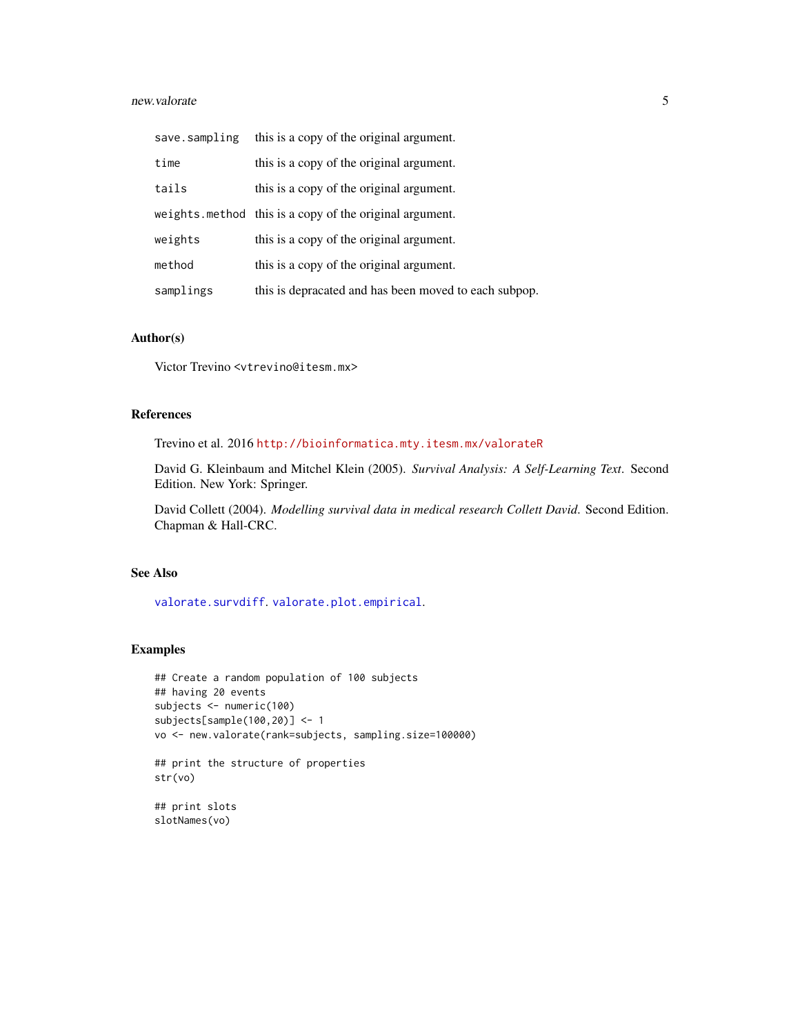| | |
|---|---|
| `save.sampling` | this is a copy of the original argument. |
| `time` | this is a copy of the original argument. |
| `tails` | this is a copy of the original argument. |
| `weights.method` | this is a copy of the original argument. |
| `weights` | this is a copy of the original argument. |
| `method` | this is a copy of the original argument. |
| `samplings` | this is depracated and has been moved to each subpop. |

## Author(s)

Victor Trevino <vtrevino@itesm.mx>

## References

Trevino et al. 2016 http://bioinformatica.mty.itesm.mx/valorateR

David G. Kleinbaum and Mitchel Klein (2005). *Survival Analysis: A Self-Learning Text*. Second Edition. New York: Springer.

David Collett (2004). *Modelling survival data in medical research Collett David*. Second Edition. Chapman & Hall-CRC.

## See Also

`valorate.survdiff`. `valorate.plot.empirical`.

## Examples

```
## Create a random population of 100 subjects
## having 20 events
subjects <- numeric(100)
subjects[sample(100,20)] <- 1
vo <- new.valorate(rank=subjects, sampling.size=100000)

## print the structure of properties
str(vo)

## print slots
slotNames(vo)
```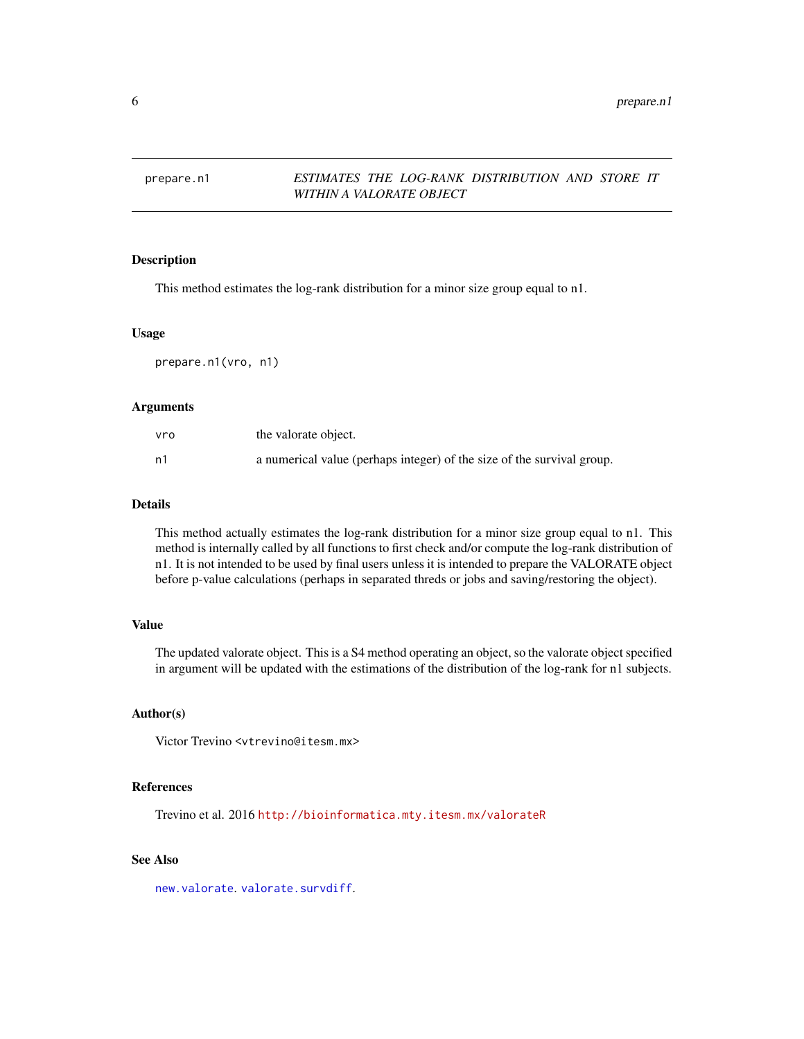# prepare.n1 — *ESTIMATES THE LOG-RANK DISTRIBUTION AND STORE IT WITHIN A VALORATE OBJECT*

## Description

This method estimates the log-rank distribution for a minor size group equal to n1.

## Usage

```
prepare.n1(vro, n1)
```

## Arguments

| | |
|---|---|
| vro | the valorate object. |
| n1 | a numerical value (perhaps integer) of the size of the survival group. |

## Details

This method actually estimates the log-rank distribution for a minor size group equal to n1. This method is internally called by all functions to first check and/or compute the log-rank distribution of n1. It is not intended to be used by final users unless it is intended to prepare the VALORATE object before p-value calculations (perhaps in separated threds or jobs and saving/restoring the object).

## Value

The updated valorate object. This is a S4 method operating an object, so the valorate object specified in argument will be updated with the estimations of the distribution of the log-rank for n1 subjects.

## Author(s)

Victor Trevino <vtrevino@itesm.mx>

## References

Trevino et al. 2016 http://bioinformatica.mty.itesm.mx/valorateR

## See Also

new.valorate. valorate.survdiff.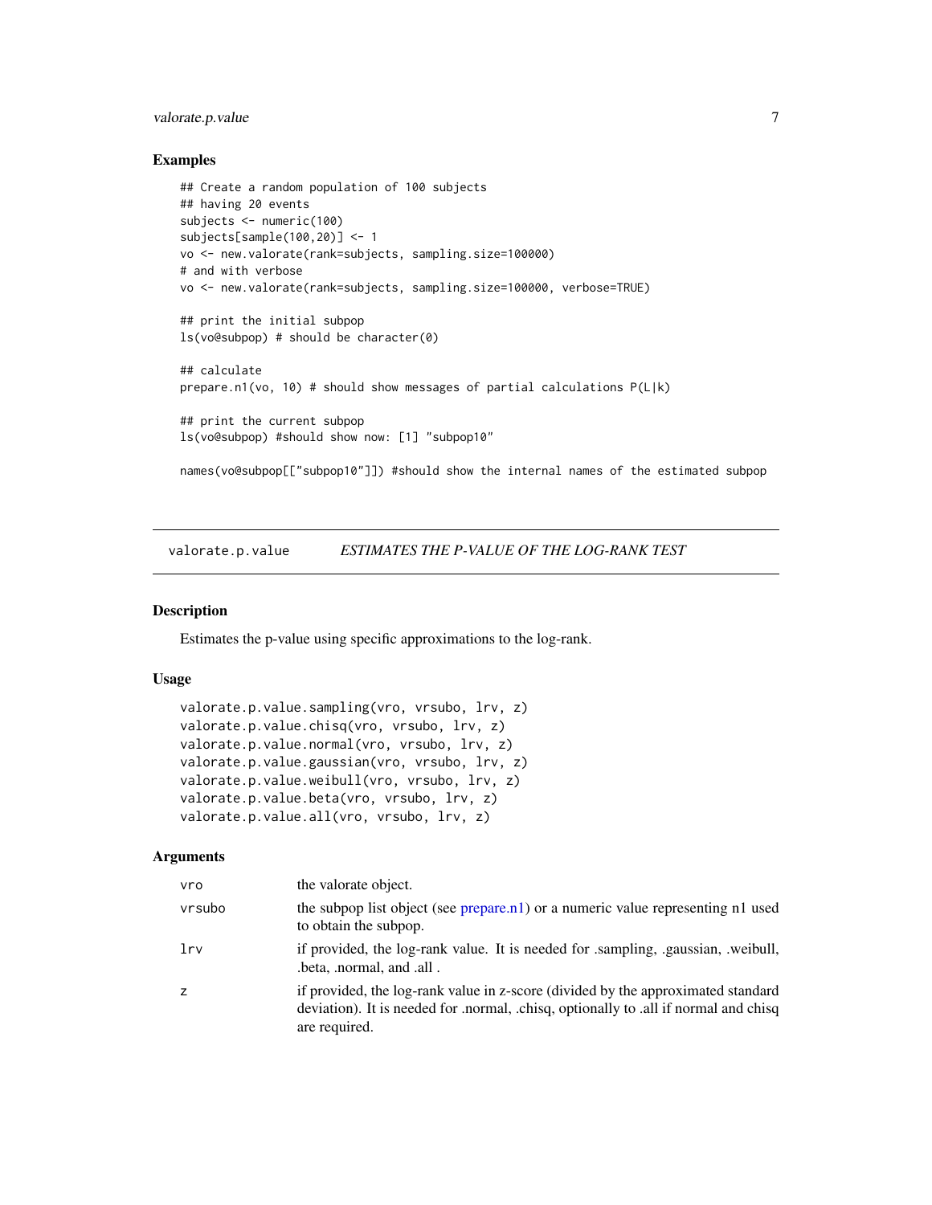## Examples

```
## Create a random population of 100 subjects
## having 20 events
subjects <- numeric(100)
subjects[sample(100,20)] <- 1
vo <- new.valorate(rank=subjects, sampling.size=100000)
# and with verbose
vo <- new.valorate(rank=subjects, sampling.size=100000, verbose=TRUE)

## print the initial subpop
ls(vo@subpop) # should be character(0)

## calculate
prepare.n1(vo, 10) # should show messages of partial calculations P(L|k)

## print the current subpop
ls(vo@subpop) #should show now: [1] "subpop10"

names(vo@subpop[["subpop10"]]) #should show the internal names of the estimated subpop
```

---

# valorate.p.value — *ESTIMATES THE P-VALUE OF THE LOG-RANK TEST*

---

## Description

Estimates the p-value using specific approximations to the log-rank.

## Usage

```
valorate.p.value.sampling(vro, vrsubo, lrv, z)
valorate.p.value.chisq(vro, vrsubo, lrv, z)
valorate.p.value.normal(vro, vrsubo, lrv, z)
valorate.p.value.gaussian(vro, vrsubo, lrv, z)
valorate.p.value.weibull(vro, vrsubo, lrv, z)
valorate.p.value.beta(vro, vrsubo, lrv, z)
valorate.p.value.all(vro, vrsubo, lrv, z)
```

## Arguments

| | |
|---|---|
| `vro` | the valorate object. |
| `vrsubo` | the subpop list object (see prepare.n1) or a numeric value representing n1 used to obtain the subpop. |
| `lrv` | if provided, the log-rank value. It is needed for .sampling, .gaussian, .weibull, .beta, .normal, and .all . |
| `z` | if provided, the log-rank value in z-score (divided by the approximated standard deviation). It is needed for .normal, .chisq, optionally to .all if normal and chisq are required. |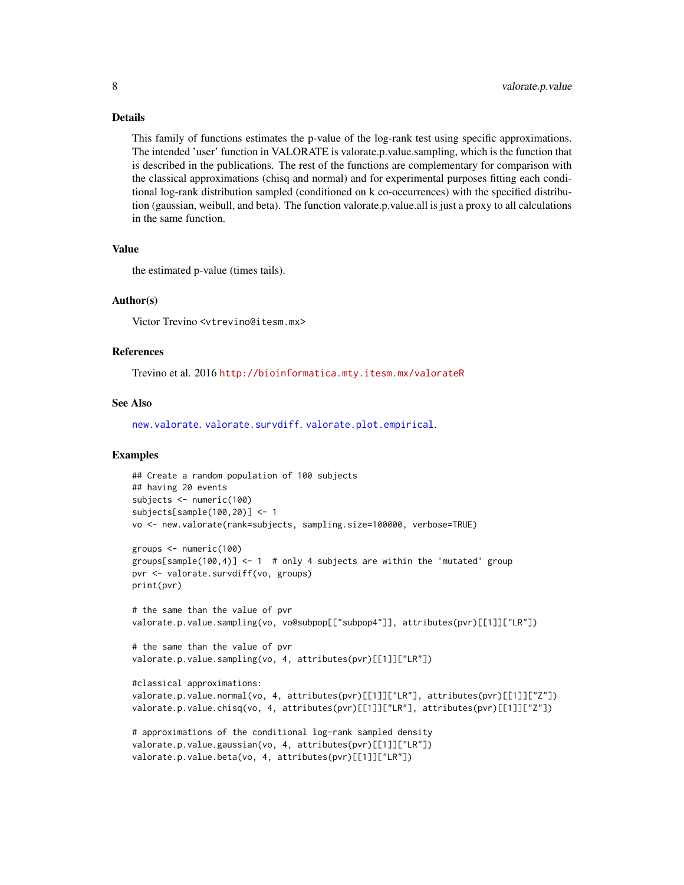## Details

This family of functions estimates the p-value of the log-rank test using specific approximations. The intended 'user' function in VALORATE is valorate.p.value.sampling, which is the function that is described in the publications. The rest of the functions are complementary for comparison with the classical approximations (chisq and normal) and for experimental purposes fitting each conditional log-rank distribution sampled (conditioned on k co-occurrences) with the specified distribution (gaussian, weibull, and beta). The function valorate.p.value.all is just a proxy to all calculations in the same function.

## Value

the estimated p-value (times tails).

## Author(s)

Victor Trevino <vtrevino@itesm.mx>

## References

Trevino et al. 2016 http://bioinformatica.mty.itesm.mx/valorateR

## See Also

new.valorate. valorate.survdiff. valorate.plot.empirical.

## Examples

```
## Create a random population of 100 subjects
## having 20 events
subjects <- numeric(100)
subjects[sample(100,20)] <- 1
vo <- new.valorate(rank=subjects, sampling.size=100000, verbose=TRUE)

groups <- numeric(100)
groups[sample(100,4)] <- 1  # only 4 subjects are within the 'mutated' group
pvr <- valorate.survdiff(vo, groups)
print(pvr)

# the same than the value of pvr
valorate.p.value.sampling(vo, vo@subpop[["subpop4"]], attributes(pvr)[[1]]["LR"])

# the same than the value of pvr
valorate.p.value.sampling(vo, 4, attributes(pvr)[[1]]["LR"])

#classical approximations:
valorate.p.value.normal(vo, 4, attributes(pvr)[[1]]["LR"], attributes(pvr)[[1]]["Z"])
valorate.p.value.chisq(vo, 4, attributes(pvr)[[1]]["LR"], attributes(pvr)[[1]]["Z"])

# approximations of the conditional log-rank sampled density
valorate.p.value.gaussian(vo, 4, attributes(pvr)[[1]]["LR"])
valorate.p.value.beta(vo, 4, attributes(pvr)[[1]]["LR"])
```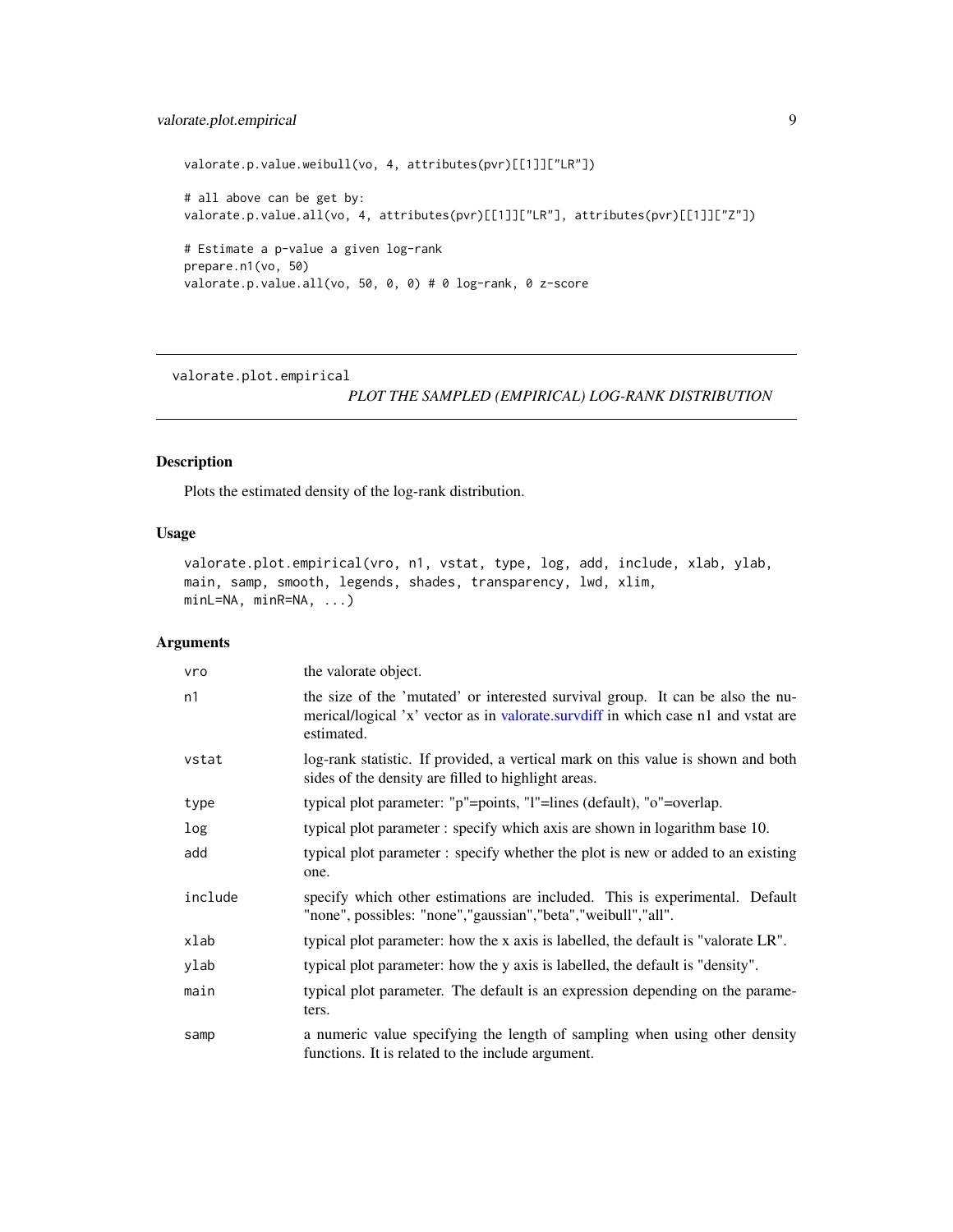```
valorate.p.value.weibull(vo, 4, attributes(pvr)[[1]]["LR"])

# all above can be get by:
valorate.p.value.all(vo, 4, attributes(pvr)[[1]]["LR"], attributes(pvr)[[1]]["Z"])

# Estimate a p-value a given log-rank
prepare.n1(vo, 50)
valorate.p.value.all(vo, 50, 0, 0) # 0 log-rank, 0 z-score
```

## valorate.plot.empirical — *PLOT THE SAMPLED (EMPIRICAL) LOG-RANK DISTRIBUTION*

### Description

Plots the estimated density of the log-rank distribution.

### Usage

```
valorate.plot.empirical(vro, n1, vstat, type, log, add, include, xlab, ylab,
main, samp, smooth, legends, shades, transparency, lwd, xlim,
minL=NA, minR=NA, ...)
```

### Arguments

| | |
|---|---|
| `vro` | the valorate object. |
| `n1` | the size of the 'mutated' or interested survival group. It can be also the numerical/logical 'x' vector as in valorate.survdiff in which case n1 and vstat are estimated. |
| `vstat` | log-rank statistic. If provided, a vertical mark on this value is shown and both sides of the density are filled to highlight areas. |
| `type` | typical plot parameter: "p"=points, "l"=lines (default), "o"=overlap. |
| `log` | typical plot parameter : specify which axis are shown in logarithm base 10. |
| `add` | typical plot parameter : specify whether the plot is new or added to an existing one. |
| `include` | specify which other estimations are included. This is experimental. Default "none", possibles: "none","gaussian","beta","weibull","all". |
| `xlab` | typical plot parameter: how the x axis is labelled, the default is "valorate LR". |
| `ylab` | typical plot parameter: how the y axis is labelled, the default is "density". |
| `main` | typical plot parameter. The default is an expression depending on the parameters. |
| `samp` | a numeric value specifying the length of sampling when using other density functions. It is related to the include argument. |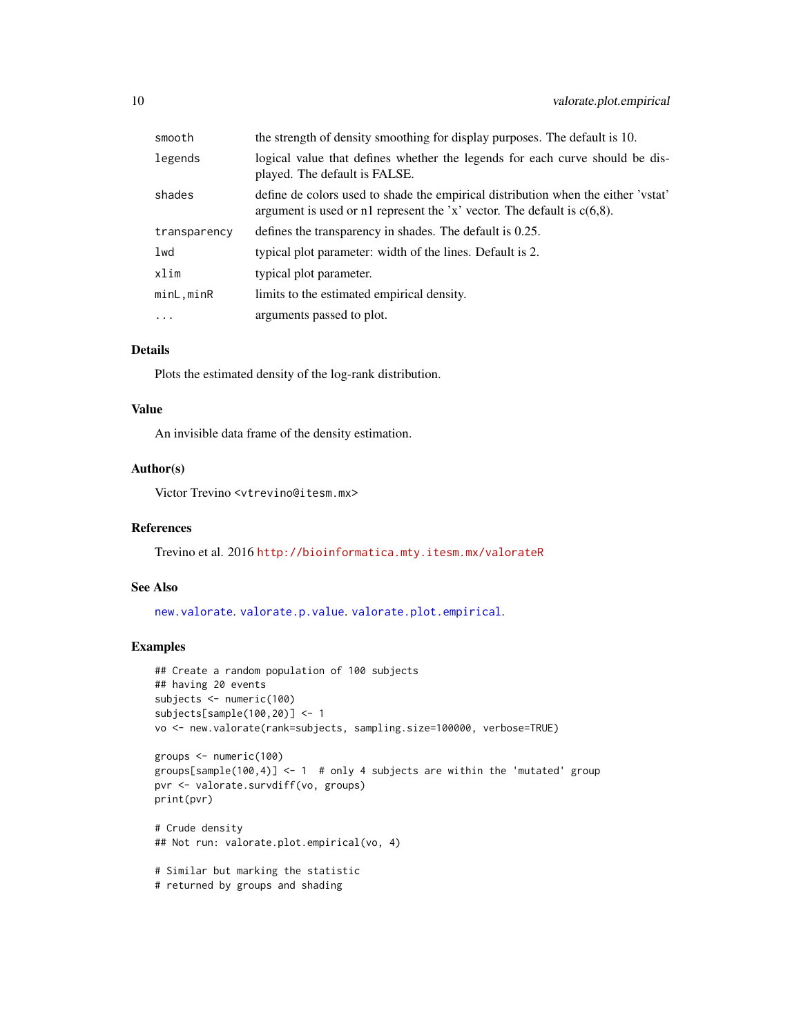| | |
|---|---|
| smooth | the strength of density smoothing for display purposes. The default is 10. |
| legends | logical value that defines whether the legends for each curve should be displayed. The default is FALSE. |
| shades | define de colors used to shade the empirical distribution when the either 'vstat' argument is used or n1 represent the 'x' vector. The default is c(6,8). |
| transparency | defines the transparency in shades. The default is 0.25. |
| lwd | typical plot parameter: width of the lines. Default is 2. |
| xlim | typical plot parameter. |
| minL,minR | limits to the estimated empirical density. |
| ... | arguments passed to plot. |

### Details

Plots the estimated density of the log-rank distribution.

### Value

An invisible data frame of the density estimation.

### Author(s)

Victor Trevino <vtrevino@itesm.mx>

### References

Trevino et al. 2016 http://bioinformatica.mty.itesm.mx/valorateR

### See Also

new.valorate. valorate.p.value. valorate.plot.empirical.

### Examples

```
## Create a random population of 100 subjects
## having 20 events
subjects <- numeric(100)
subjects[sample(100,20)] <- 1
vo <- new.valorate(rank=subjects, sampling.size=100000, verbose=TRUE)

groups <- numeric(100)
groups[sample(100,4)] <- 1  # only 4 subjects are within the 'mutated' group
pvr <- valorate.survdiff(vo, groups)
print(pvr)

# Crude density
## Not run: valorate.plot.empirical(vo, 4)

# Similar but marking the statistic
# returned by groups and shading
```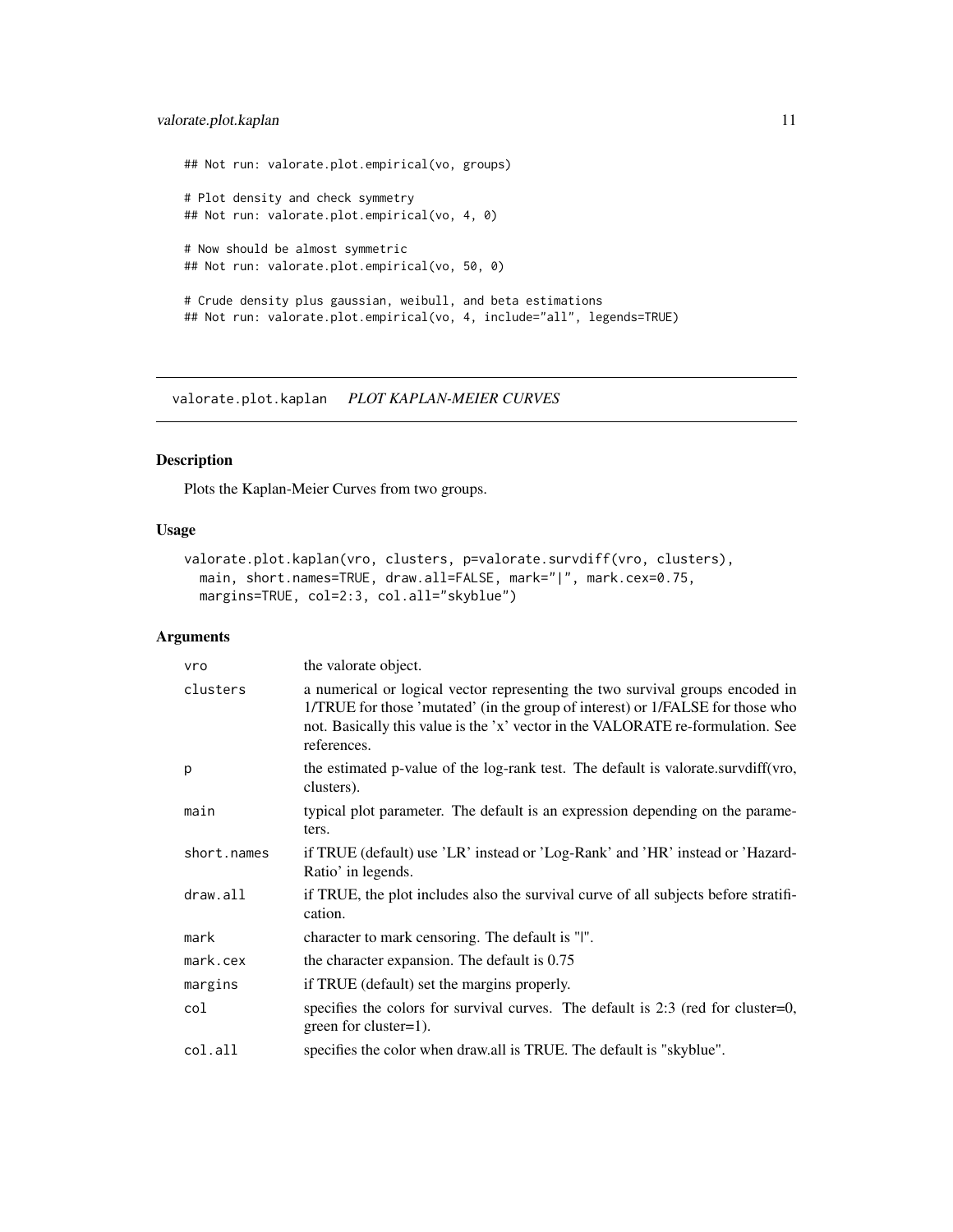```
## Not run: valorate.plot.empirical(vo, groups)

# Plot density and check symmetry
## Not run: valorate.plot.empirical(vo, 4, 0)

# Now should be almost symmetric
## Not run: valorate.plot.empirical(vo, 50, 0)

# Crude density plus gaussian, weibull, and beta estimations
## Not run: valorate.plot.empirical(vo, 4, include="all", legends=TRUE)
```

---

## valorate.plot.kaplan *PLOT KAPLAN-MEIER CURVES*

---

### Description

Plots the Kaplan-Meier Curves from two groups.

### Usage

```
valorate.plot.kaplan(vro, clusters, p=valorate.survdiff(vro, clusters),
  main, short.names=TRUE, draw.all=FALSE, mark="|", mark.cex=0.75,
  margins=TRUE, col=2:3, col.all="skyblue")
```

### Arguments

| | |
|---|---|
| `vro` | the valorate object. |
| `clusters` | a numerical or logical vector representing the two survival groups encoded in 1/TRUE for those 'mutated' (in the group of interest) or 1/FALSE for those who not. Basically this value is the 'x' vector in the VALORATE re-formulation. See references. |
| `p` | the estimated p-value of the log-rank test. The default is valorate.survdiff(vro, clusters). |
| `main` | typical plot parameter. The default is an expression depending on the parameters. |
| `short.names` | if TRUE (default) use 'LR' instead or 'Log-Rank' and 'HR' instead or 'Hazard-Ratio' in legends. |
| `draw.all` | if TRUE, the plot includes also the survival curve of all subjects before stratification. |
| `mark` | character to mark censoring. The default is "\|". |
| `mark.cex` | the character expansion. The default is 0.75 |
| `margins` | if TRUE (default) set the margins properly. |
| `col` | specifies the colors for survival curves. The default is 2:3 (red for cluster=0, green for cluster=1). |
| `col.all` | specifies the color when draw.all is TRUE. The default is "skyblue". |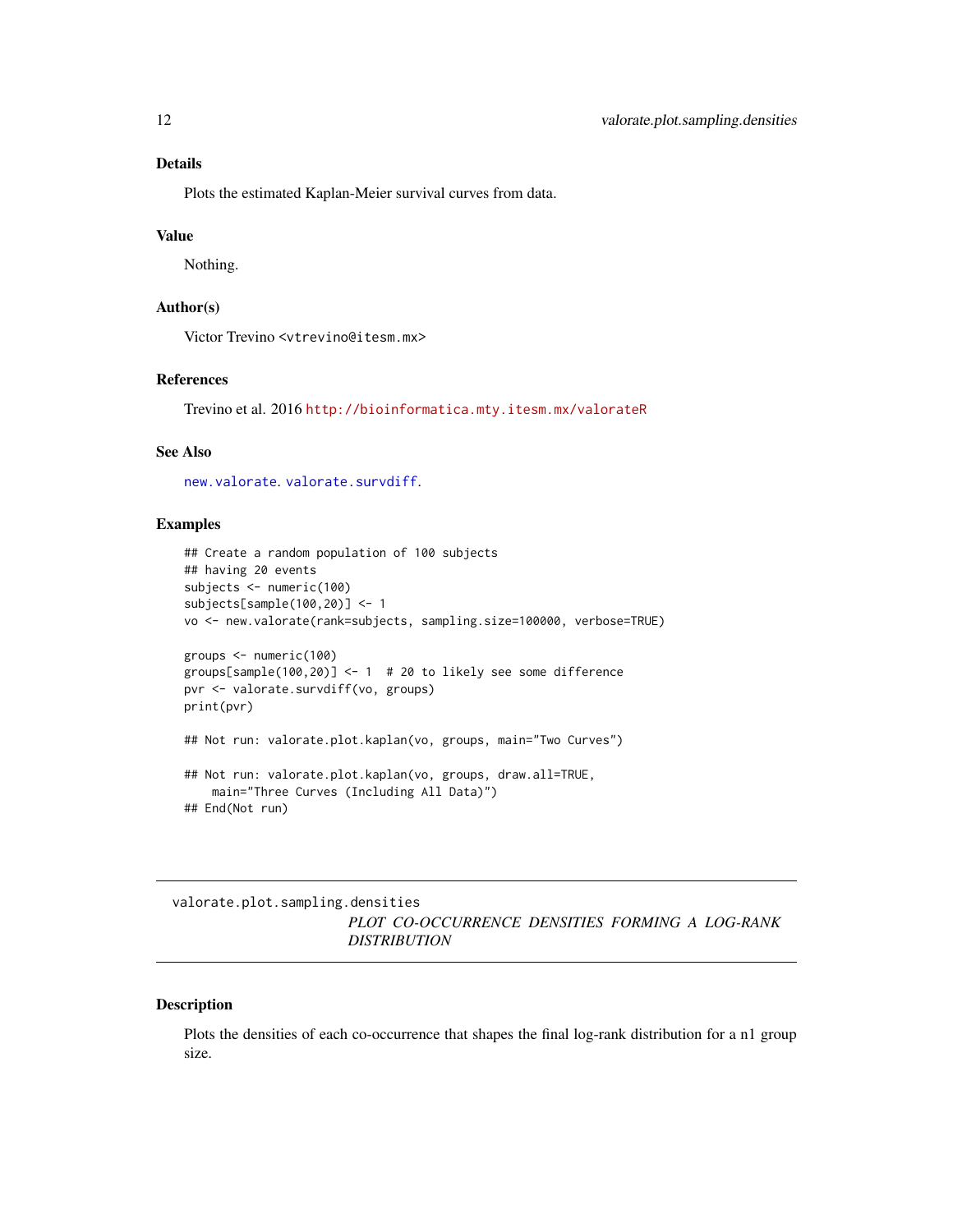### Details

Plots the estimated Kaplan-Meier survival curves from data.

### Value

Nothing.

### Author(s)

Victor Trevino <vtrevino@itesm.mx>

### References

Trevino et al. 2016 http://bioinformatica.mty.itesm.mx/valorateR

### See Also

new.valorate. valorate.survdiff.

### Examples

```
## Create a random population of 100 subjects
## having 20 events
subjects <- numeric(100)
subjects[sample(100,20)] <- 1
vo <- new.valorate(rank=subjects, sampling.size=100000, verbose=TRUE)

groups <- numeric(100)
groups[sample(100,20)] <- 1  # 20 to likely see some difference
pvr <- valorate.survdiff(vo, groups)
print(pvr)

## Not run: valorate.plot.kaplan(vo, groups, main="Two Curves")

## Not run: valorate.plot.kaplan(vo, groups, draw.all=TRUE,
    main="Three Curves (Including All Data)")
## End(Not run)
```

---

## valorate.plot.sampling.densities

*PLOT CO-OCCURRENCE DENSITIES FORMING A LOG-RANK DISTRIBUTION*

---

### Description

Plots the densities of each co-occurrence that shapes the final log-rank distribution for a n1 group size.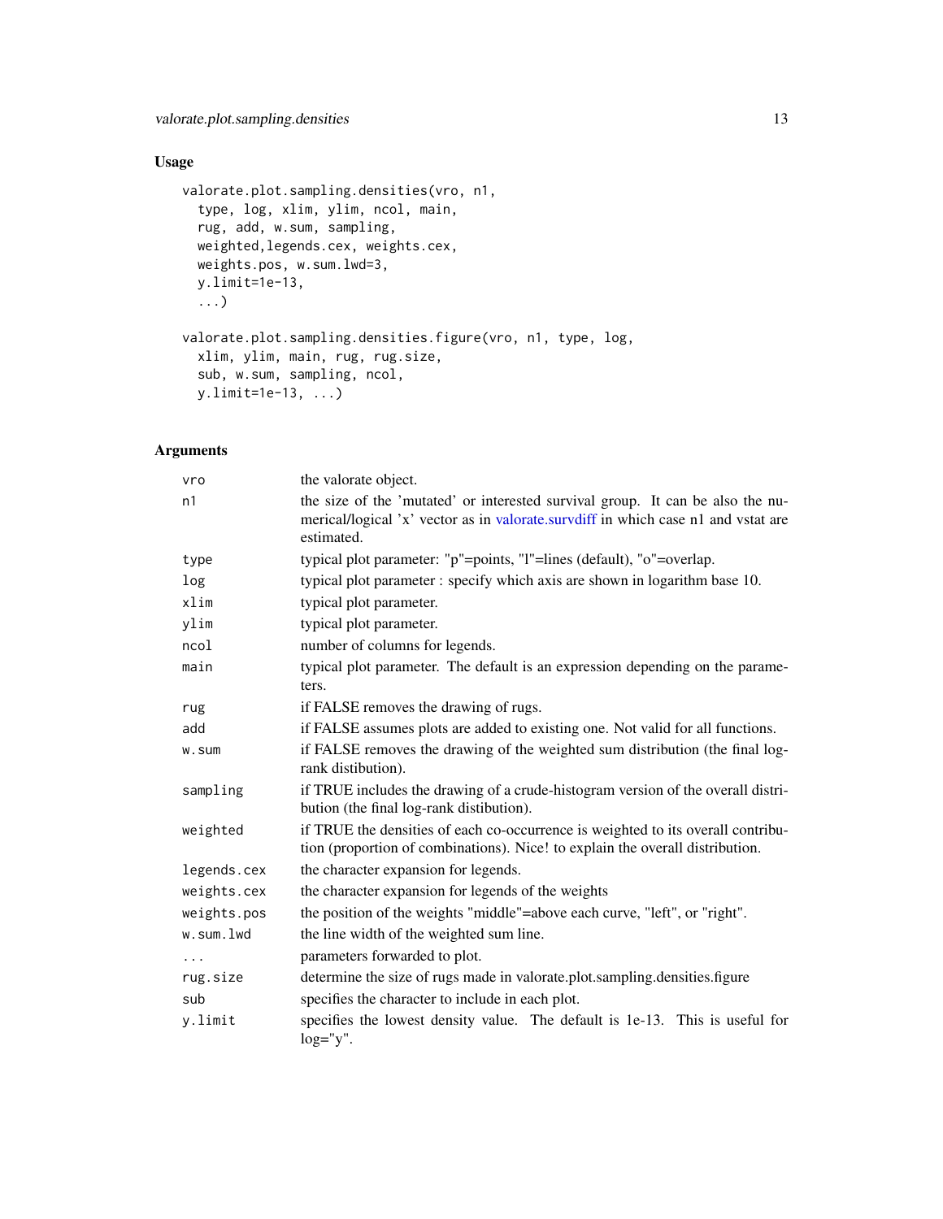## Usage

```
valorate.plot.sampling.densities(vro, n1,
  type, log, xlim, ylim, ncol, main,
  rug, add, w.sum, sampling,
  weighted,legends.cex, weights.cex,
  weights.pos, w.sum.lwd=3,
  y.limit=1e-13,
  ...)

valorate.plot.sampling.densities.figure(vro, n1, type, log,
  xlim, ylim, main, rug, rug.size,
  sub, w.sum, sampling, ncol,
  y.limit=1e-13, ...)
```

## Arguments

| | |
|---|---|
| vro | the valorate object. |
| n1 | the size of the 'mutated' or interested survival group. It can be also the numerical/logical 'x' vector as in valorate.survdiff in which case n1 and vstat are estimated. |
| type | typical plot parameter: "p"=points, "l"=lines (default), "o"=overlap. |
| log | typical plot parameter : specify which axis are shown in logarithm base 10. |
| xlim | typical plot parameter. |
| ylim | typical plot parameter. |
| ncol | number of columns for legends. |
| main | typical plot parameter. The default is an expression depending on the parameters. |
| rug | if FALSE removes the drawing of rugs. |
| add | if FALSE assumes plots are added to existing one. Not valid for all functions. |
| w.sum | if FALSE removes the drawing of the weighted sum distribution (the final log-rank distibution). |
| sampling | if TRUE includes the drawing of a crude-histogram version of the overall distribution (the final log-rank distibution). |
| weighted | if TRUE the densities of each co-occurrence is weighted to its overall contribution (proportion of combinations). Nice! to explain the overall distribution. |
| legends.cex | the character expansion for legends. |
| weights.cex | the character expansion for legends of the weights |
| weights.pos | the position of the weights "middle"=above each curve, "left", or "right". |
| w.sum.lwd | the line width of the weighted sum line. |
| ... | parameters forwarded to plot. |
| rug.size | determine the size of rugs made in valorate.plot.sampling.densities.figure |
| sub | specifies the character to include in each plot. |
| y.limit | specifies the lowest density value. The default is 1e-13. This is useful for log="y". |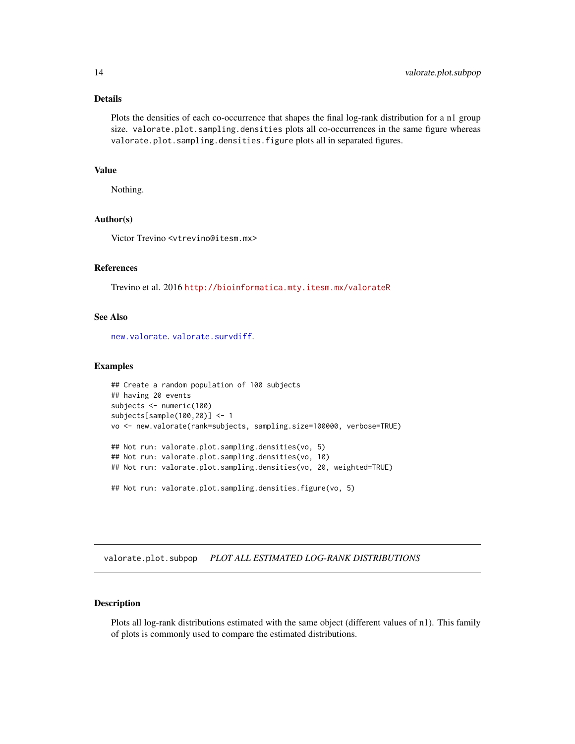### Details

Plots the densities of each co-occurrence that shapes the final log-rank distribution for a n1 group size. `valorate.plot.sampling.densities` plots all co-occurrences in the same figure whereas `valorate.plot.sampling.densities.figure` plots all in separated figures.

### Value

Nothing.

### Author(s)

Victor Trevino <vtrevino@itesm.mx>

### References

Trevino et al. 2016 http://bioinformatica.mty.itesm.mx/valorateR

### See Also

`new.valorate`. `valorate.survdiff`.

### Examples

```
## Create a random population of 100 subjects
## having 20 events
subjects <- numeric(100)
subjects[sample(100,20)] <- 1
vo <- new.valorate(rank=subjects, sampling.size=100000, verbose=TRUE)

## Not run: valorate.plot.sampling.densities(vo, 5)
## Not run: valorate.plot.sampling.densities(vo, 10)
## Not run: valorate.plot.sampling.densities(vo, 20, weighted=TRUE)

## Not run: valorate.plot.sampling.densities.figure(vo, 5)
```

---

## valorate.plot.subpop &nbsp;&nbsp; *PLOT ALL ESTIMATED LOG-RANK DISTRIBUTIONS*

---

### Description

Plots all log-rank distributions estimated with the same object (different values of n1). This family of plots is commonly used to compare the estimated distributions.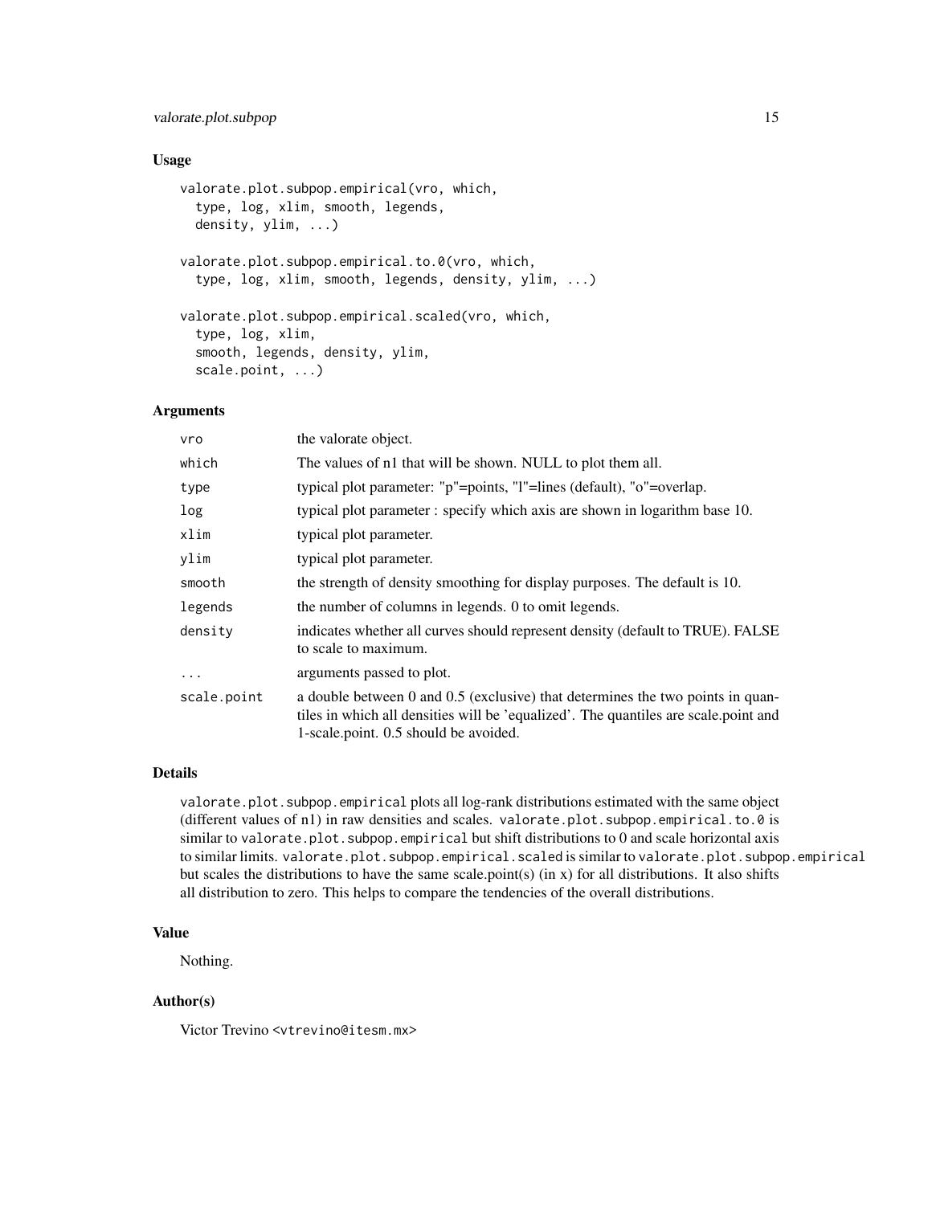### Usage

```
valorate.plot.subpop.empirical(vro, which,
  type, log, xlim, smooth, legends,
  density, ylim, ...)

valorate.plot.subpop.empirical.to.0(vro, which,
  type, log, xlim, smooth, legends, density, ylim, ...)

valorate.plot.subpop.empirical.scaled(vro, which,
  type, log, xlim,
  smooth, legends, density, ylim,
  scale.point, ...)
```

### Arguments

| | |
|---|---|
| `vro` | the valorate object. |
| `which` | The values of n1 that will be shown. NULL to plot them all. |
| `type` | typical plot parameter: "p"=points, "l"=lines (default), "o"=overlap. |
| `log` | typical plot parameter : specify which axis are shown in logarithm base 10. |
| `xlim` | typical plot parameter. |
| `ylim` | typical plot parameter. |
| `smooth` | the strength of density smoothing for display purposes. The default is 10. |
| `legends` | the number of columns in legends. 0 to omit legends. |
| `density` | indicates whether all curves should represent density (default to TRUE). FALSE to scale to maximum. |
| `...` | arguments passed to plot. |
| `scale.point` | a double between 0 and 0.5 (exclusive) that determines the two points in quantiles in which all densities will be 'equalized'. The quantiles are scale.point and 1-scale.point. 0.5 should be avoided. |

### Details

`valorate.plot.subpop.empirical` plots all log-rank distributions estimated with the same object (different values of `n1`) in raw densities and scales. `valorate.plot.subpop.empirical.to.0` is similar to `valorate.plot.subpop.empirical` but shift distributions to 0 and scale horizontal axis to similar limits. `valorate.plot.subpop.empirical.scaled` is similar to `valorate.plot.subpop.empirical` but scales the distributions to have the same scale.point(s) (in x) for all distributions. It also shifts all distribution to zero. This helps to compare the tendencies of the overall distributions.

### Value

Nothing.

### Author(s)

Victor Trevino <vtrevino@itesm.mx>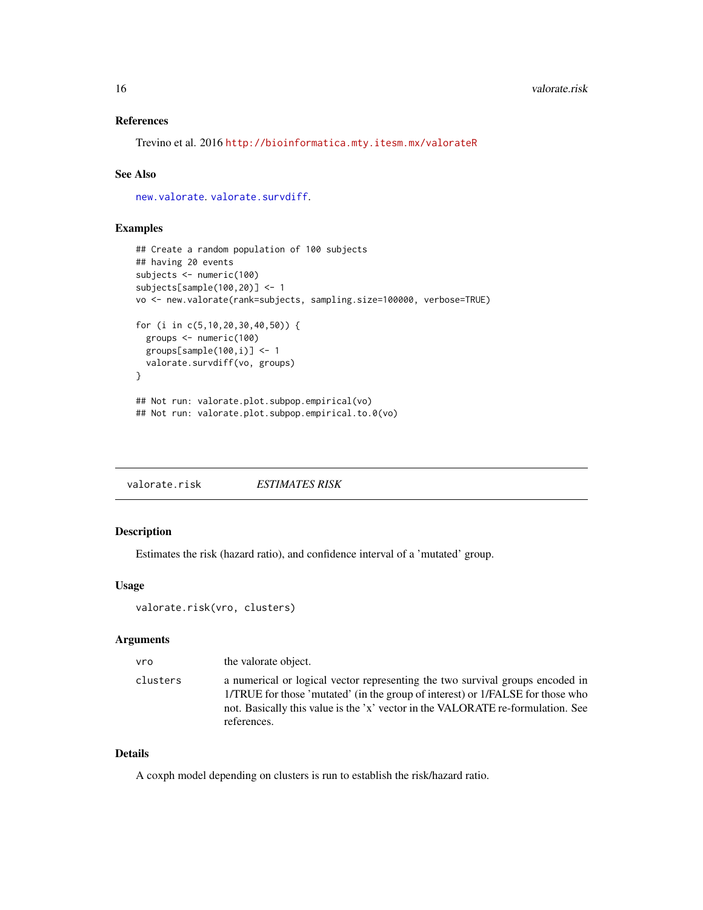### References

Trevino et al. 2016 http://bioinformatica.mty.itesm.mx/valorateR

### See Also

new.valorate. valorate.survdiff.

### Examples

```
## Create a random population of 100 subjects
## having 20 events
subjects <- numeric(100)
subjects[sample(100,20)] <- 1
vo <- new.valorate(rank=subjects, sampling.size=100000, verbose=TRUE)

for (i in c(5,10,20,30,40,50)) {
  groups <- numeric(100)
  groups[sample(100,i)] <- 1
  valorate.survdiff(vo, groups)
}

## Not run: valorate.plot.subpop.empirical(vo)
## Not run: valorate.plot.subpop.empirical.to.0(vo)
```

---

## valorate.risk    *ESTIMATES RISK*

---

### Description

Estimates the risk (hazard ratio), and confidence interval of a 'mutated' group.

### Usage

```
valorate.risk(vro, clusters)
```

### Arguments

| | |
|---|---|
| vro | the valorate object. |
| clusters | a numerical or logical vector representing the two survival groups encoded in 1/TRUE for those 'mutated' (in the group of interest) or 1/FALSE for those who not. Basically this value is the 'x' vector in the VALORATE re-formulation. See references. |

### Details

A coxph model depending on clusters is run to establish the risk/hazard ratio.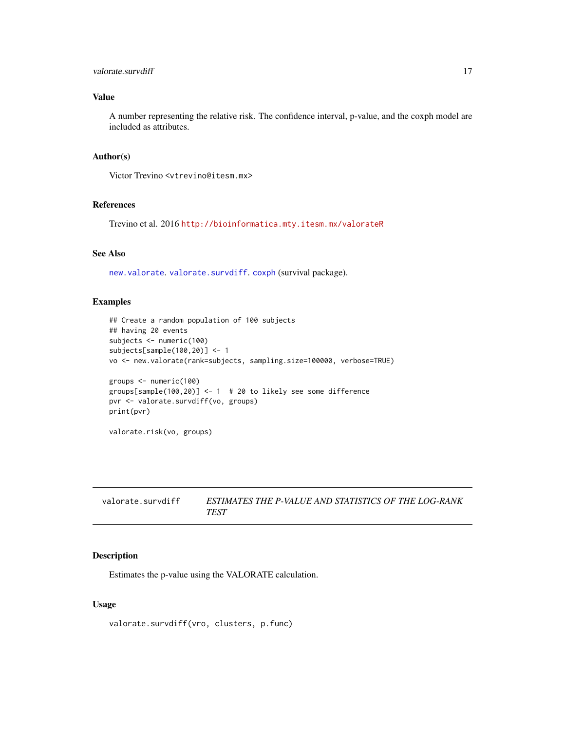## Value

A number representing the relative risk. The confidence interval, p-value, and the coxph model are included as attributes.

## Author(s)

Victor Trevino <vtrevino@itesm.mx>

## References

Trevino et al. 2016 http://bioinformatica.mty.itesm.mx/valorateR

## See Also

new.valorate. valorate.survdiff. coxph (survival package).

## Examples

```
## Create a random population of 100 subjects
## having 20 events
subjects <- numeric(100)
subjects[sample(100,20)] <- 1
vo <- new.valorate(rank=subjects, sampling.size=100000, verbose=TRUE)

groups <- numeric(100)
groups[sample(100,20)] <- 1  # 20 to likely see some difference
pvr <- valorate.survdiff(vo, groups)
print(pvr)

valorate.risk(vo, groups)
```

---

# valorate.survdiff — *ESTIMATES THE P-VALUE AND STATISTICS OF THE LOG-RANK TEST*

## Description

Estimates the p-value using the VALORATE calculation.

## Usage

```
valorate.survdiff(vro, clusters, p.func)
```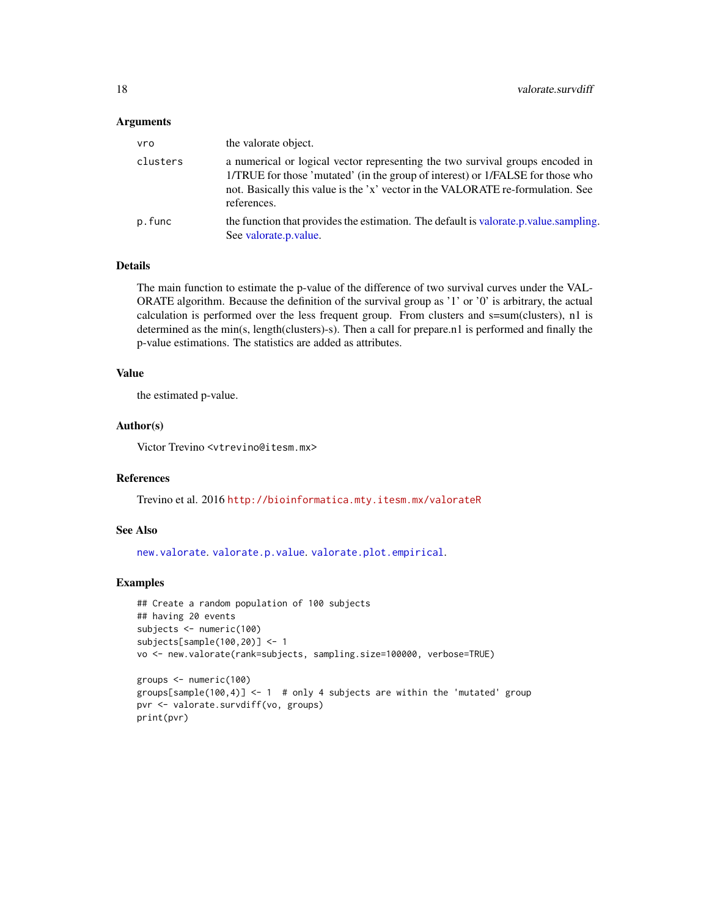### Arguments

| | |
|---|---|
| `vro` | the valorate object. |
| `clusters` | a numerical or logical vector representing the two survival groups encoded in 1/TRUE for those 'mutated' (in the group of interest) or 1/FALSE for those who not. Basically this value is the 'x' vector in the VALORATE re-formulation. See references. |
| `p.func` | the function that provides the estimation. The default is valorate.p.value.sampling. See valorate.p.value. |

### Details

The main function to estimate the p-value of the difference of two survival curves under the VALORATE algorithm. Because the definition of the survival group as '1' or '0' is arbitrary, the actual calculation is performed over the less frequent group. From clusters and s=sum(clusters), n1 is determined as the min(s, length(clusters)-s). Then a call for prepare.n1 is performed and finally the p-value estimations. The statistics are added as attributes.

### Value

the estimated p-value.

### Author(s)

Victor Trevino <vtrevino@itesm.mx>

### References

Trevino et al. 2016 `http://bioinformatica.mty.itesm.mx/valorateR`

### See Also

`new.valorate`. `valorate.p.value`. `valorate.plot.empirical`.

### Examples

```
## Create a random population of 100 subjects
## having 20 events
subjects <- numeric(100)
subjects[sample(100,20)] <- 1
vo <- new.valorate(rank=subjects, sampling.size=100000, verbose=TRUE)

groups <- numeric(100)
groups[sample(100,4)] <- 1  # only 4 subjects are within the 'mutated' group
pvr <- valorate.survdiff(vo, groups)
print(pvr)
```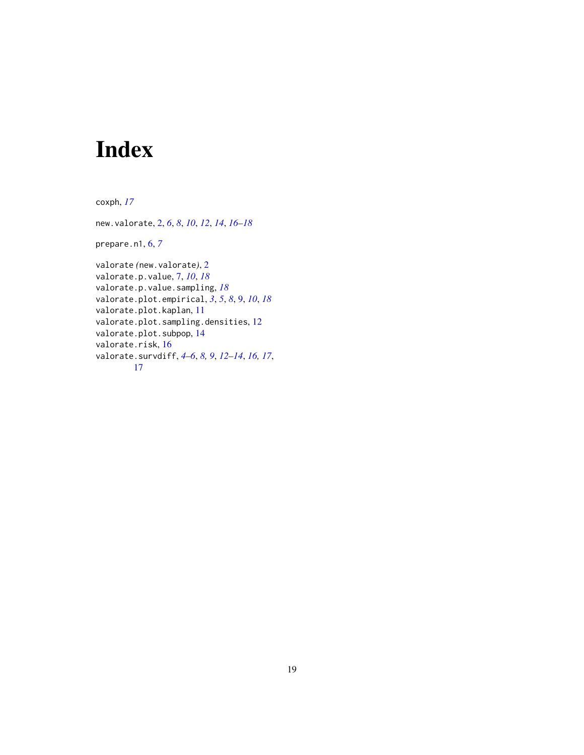# Index

coxph, *17*

new.valorate, 2, *6*, *8*, *10*, *12*, *14*, *16–18*

prepare.n1, 6, *7*

valorate (new.valorate), 2
valorate.p.value, 7, *10*, *18*
valorate.p.value.sampling, *18*
valorate.plot.empirical, *3*, *5*, *8*, 9, *10*, *18*
valorate.plot.kaplan, 11
valorate.plot.sampling.densities, 12
valorate.plot.subpop, 14
valorate.risk, 16
valorate.survdiff, *4–6*, *8, 9*, *12–14*, *16, 17*, 17